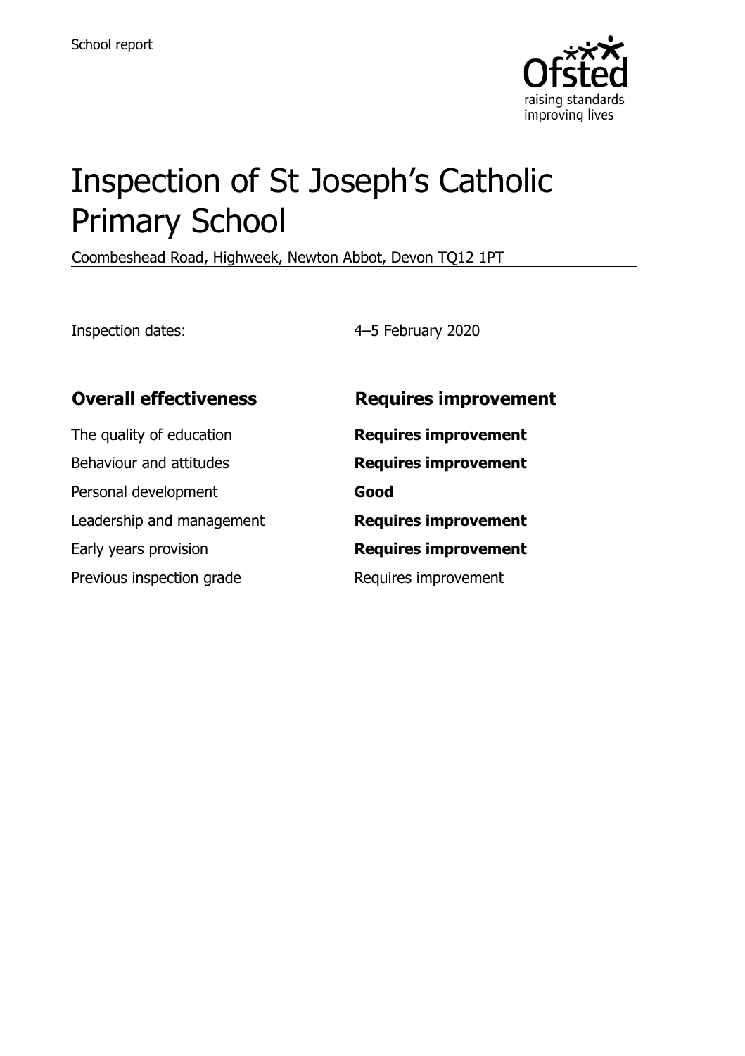School report

# Inspection of St Joseph's Catholic Primary School

Coombeshead Road, Highweek, Newton Abbot, Devon TQ12 1PT

Inspection dates: 4–5 February 2020

| **Overall effectiveness** | **Requires improvement** |
| --- | --- |
| The quality of education | **Requires improvement** |
| Behaviour and attitudes | **Requires improvement** |
| Personal development | **Good** |
| Leadership and management | **Requires improvement** |
| Early years provision | **Requires improvement** |
| Previous inspection grade | Requires improvement |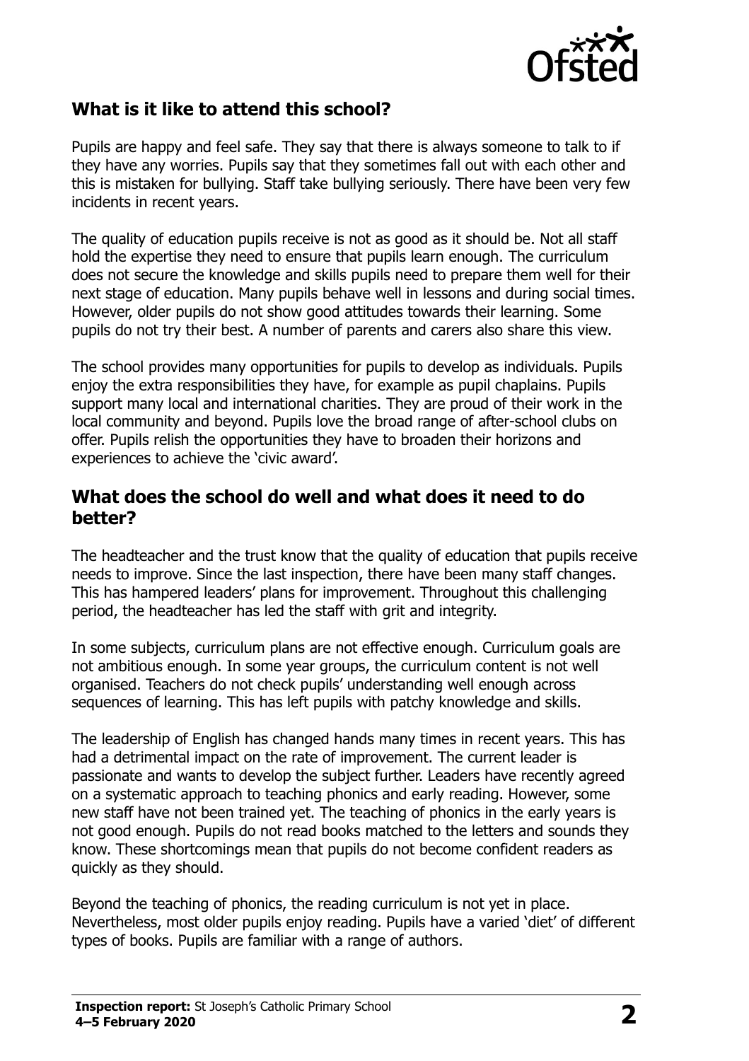## What is it like to attend this school?

Pupils are happy and feel safe. They say that there is always someone to talk to if they have any worries. Pupils say that they sometimes fall out with each other and this is mistaken for bullying. Staff take bullying seriously. There have been very few incidents in recent years.

The quality of education pupils receive is not as good as it should be. Not all staff hold the expertise they need to ensure that pupils learn enough. The curriculum does not secure the knowledge and skills pupils need to prepare them well for their next stage of education. Many pupils behave well in lessons and during social times. However, older pupils do not show good attitudes towards their learning. Some pupils do not try their best. A number of parents and carers also share this view.

The school provides many opportunities for pupils to develop as individuals. Pupils enjoy the extra responsibilities they have, for example as pupil chaplains. Pupils support many local and international charities. They are proud of their work in the local community and beyond. Pupils love the broad range of after-school clubs on offer. Pupils relish the opportunities they have to broaden their horizons and experiences to achieve the 'civic award'.

## What does the school do well and what does it need to do better?

The headteacher and the trust know that the quality of education that pupils receive needs to improve. Since the last inspection, there have been many staff changes. This has hampered leaders' plans for improvement. Throughout this challenging period, the headteacher has led the staff with grit and integrity.

In some subjects, curriculum plans are not effective enough. Curriculum goals are not ambitious enough. In some year groups, the curriculum content is not well organised. Teachers do not check pupils' understanding well enough across sequences of learning. This has left pupils with patchy knowledge and skills.

The leadership of English has changed hands many times in recent years. This has had a detrimental impact on the rate of improvement. The current leader is passionate and wants to develop the subject further. Leaders have recently agreed on a systematic approach to teaching phonics and early reading. However, some new staff have not been trained yet. The teaching of phonics in the early years is not good enough. Pupils do not read books matched to the letters and sounds they know. These shortcomings mean that pupils do not become confident readers as quickly as they should.

Beyond the teaching of phonics, the reading curriculum is not yet in place. Nevertheless, most older pupils enjoy reading. Pupils have a varied 'diet' of different types of books. Pupils are familiar with a range of authors.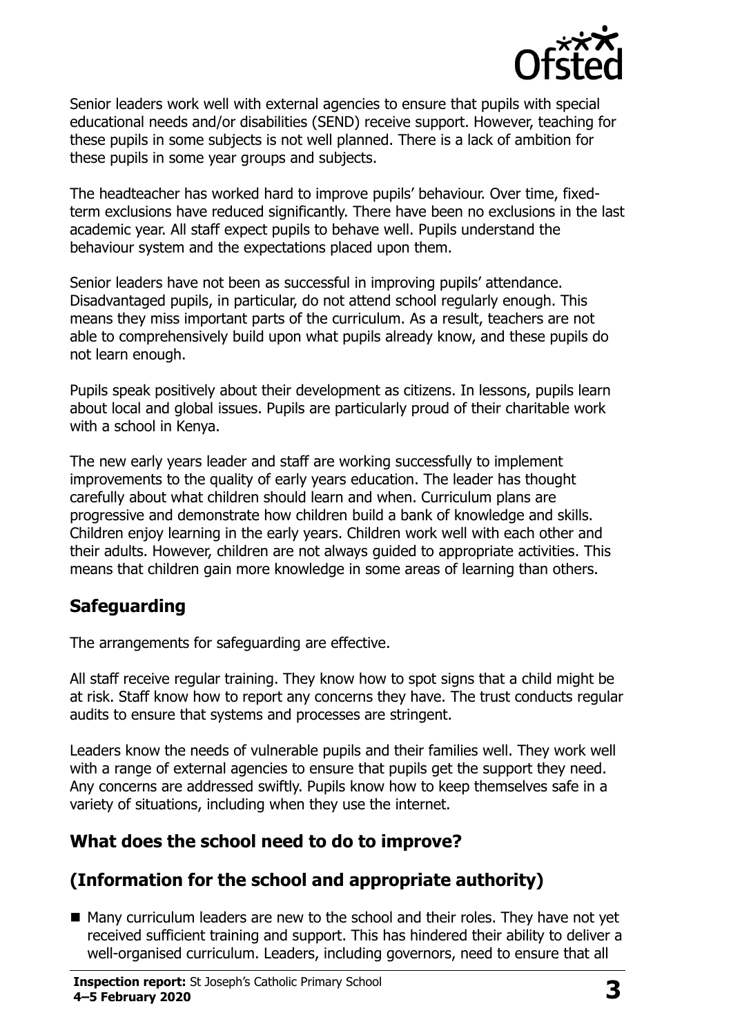Senior leaders work well with external agencies to ensure that pupils with special educational needs and/or disabilities (SEND) receive support. However, teaching for these pupils in some subjects is not well planned. There is a lack of ambition for these pupils in some year groups and subjects.

The headteacher has worked hard to improve pupils' behaviour. Over time, fixed-term exclusions have reduced significantly. There have been no exclusions in the last academic year. All staff expect pupils to behave well. Pupils understand the behaviour system and the expectations placed upon them.

Senior leaders have not been as successful in improving pupils' attendance. Disadvantaged pupils, in particular, do not attend school regularly enough. This means they miss important parts of the curriculum. As a result, teachers are not able to comprehensively build upon what pupils already know, and these pupils do not learn enough.

Pupils speak positively about their development as citizens. In lessons, pupils learn about local and global issues. Pupils are particularly proud of their charitable work with a school in Kenya.

The new early years leader and staff are working successfully to implement improvements to the quality of early years education. The leader has thought carefully about what children should learn and when. Curriculum plans are progressive and demonstrate how children build a bank of knowledge and skills. Children enjoy learning in the early years. Children work well with each other and their adults. However, children are not always guided to appropriate activities. This means that children gain more knowledge in some areas of learning than others.

## Safeguarding

The arrangements for safeguarding are effective.

All staff receive regular training. They know how to spot signs that a child might be at risk. Staff know how to report any concerns they have. The trust conducts regular audits to ensure that systems and processes are stringent.

Leaders know the needs of vulnerable pupils and their families well. They work well with a range of external agencies to ensure that pupils get the support they need. Any concerns are addressed swiftly. Pupils know how to keep themselves safe in a variety of situations, including when they use the internet.

## What does the school need to do to improve?

## (Information for the school and appropriate authority)

- Many curriculum leaders are new to the school and their roles. They have not yet received sufficient training and support. This has hindered their ability to deliver a well-organised curriculum. Leaders, including governors, need to ensure that all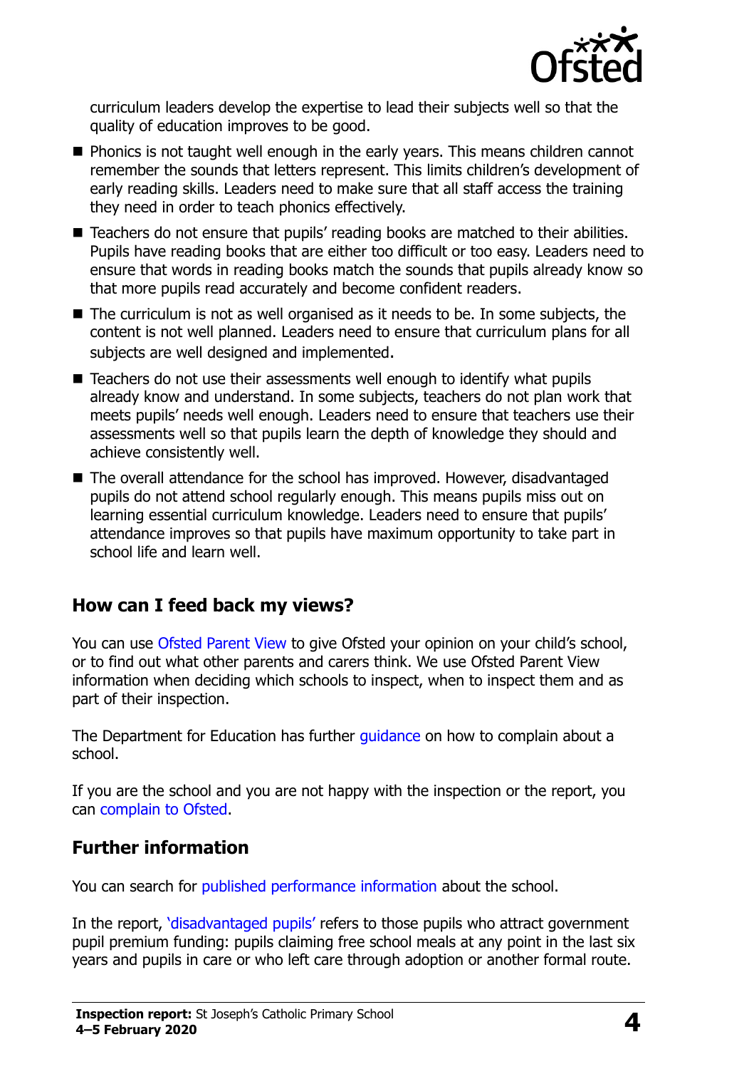curriculum leaders develop the expertise to lead their subjects well so that the quality of education improves to be good.

- Phonics is not taught well enough in the early years. This means children cannot remember the sounds that letters represent. This limits children's development of early reading skills. Leaders need to make sure that all staff access the training they need in order to teach phonics effectively.
- Teachers do not ensure that pupils' reading books are matched to their abilities. Pupils have reading books that are either too difficult or too easy. Leaders need to ensure that words in reading books match the sounds that pupils already know so that more pupils read accurately and become confident readers.
- The curriculum is not as well organised as it needs to be. In some subjects, the content is not well planned. Leaders need to ensure that curriculum plans for all subjects are well designed and implemented.
- Teachers do not use their assessments well enough to identify what pupils already know and understand. In some subjects, teachers do not plan work that meets pupils' needs well enough. Leaders need to ensure that teachers use their assessments well so that pupils learn the depth of knowledge they should and achieve consistently well.
- The overall attendance for the school has improved. However, disadvantaged pupils do not attend school regularly enough. This means pupils miss out on learning essential curriculum knowledge. Leaders need to ensure that pupils' attendance improves so that pupils have maximum opportunity to take part in school life and learn well.

## How can I feed back my views?

You can use Ofsted Parent View to give Ofsted your opinion on your child's school, or to find out what other parents and carers think. We use Ofsted Parent View information when deciding which schools to inspect, when to inspect them and as part of their inspection.

The Department for Education has further guidance on how to complain about a school.

If you are the school and you are not happy with the inspection or the report, you can complain to Ofsted.

## Further information

You can search for published performance information about the school.

In the report, 'disadvantaged pupils' refers to those pupils who attract government pupil premium funding: pupils claiming free school meals at any point in the last six years and pupils in care or who left care through adoption or another formal route.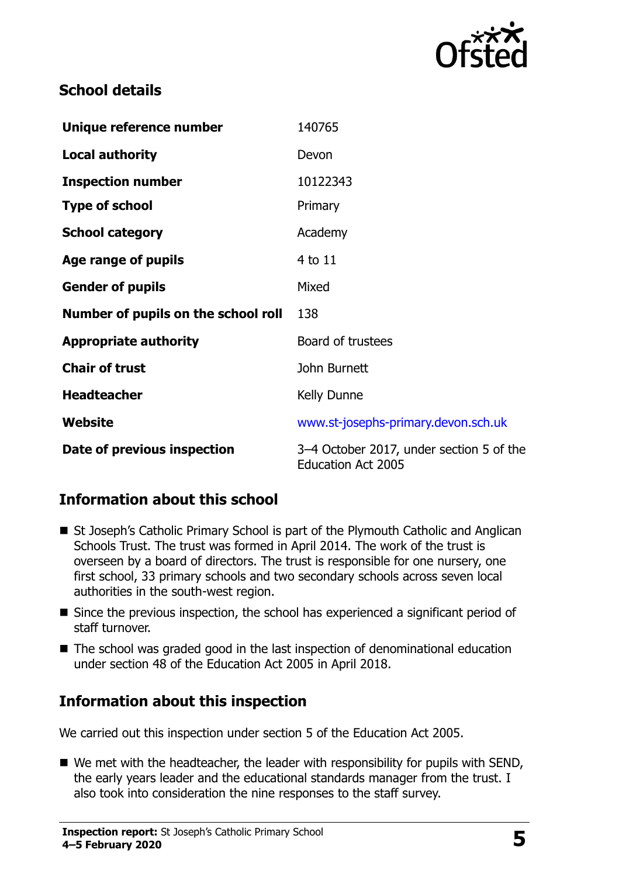## School details

| | |
|---|---|
| **Unique reference number** | 140765 |
| **Local authority** | Devon |
| **Inspection number** | 10122343 |
| **Type of school** | Primary |
| **School category** | Academy |
| **Age range of pupils** | 4 to 11 |
| **Gender of pupils** | Mixed |
| **Number of pupils on the school roll** | 138 |
| **Appropriate authority** | Board of trustees |
| **Chair of trust** | John Burnett |
| **Headteacher** | Kelly Dunne |
| **Website** | www.st-josephs-primary.devon.sch.uk |
| **Date of previous inspection** | 3–4 October 2017, under section 5 of the Education Act 2005 |

## Information about this school

- St Joseph's Catholic Primary School is part of the Plymouth Catholic and Anglican Schools Trust. The trust was formed in April 2014. The work of the trust is overseen by a board of directors. The trust is responsible for one nursery, one first school, 33 primary schools and two secondary schools across seven local authorities in the south-west region.
- Since the previous inspection, the school has experienced a significant period of staff turnover.
- The school was graded good in the last inspection of denominational education under section 48 of the Education Act 2005 in April 2018.

## Information about this inspection

We carried out this inspection under section 5 of the Education Act 2005.

- We met with the headteacher, the leader with responsibility for pupils with SEND, the early years leader and the educational standards manager from the trust. I also took into consideration the nine responses to the staff survey.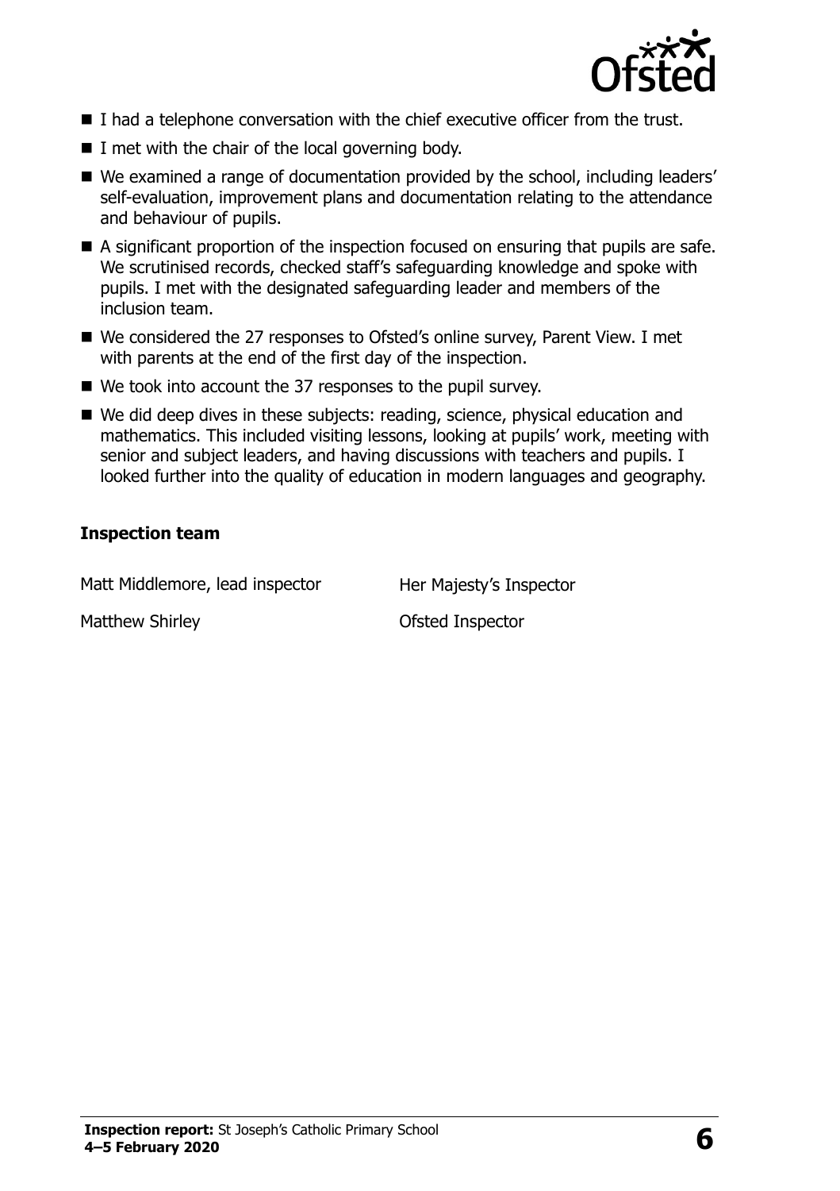- I had a telephone conversation with the chief executive officer from the trust.
- I met with the chair of the local governing body.
- We examined a range of documentation provided by the school, including leaders' self-evaluation, improvement plans and documentation relating to the attendance and behaviour of pupils.
- A significant proportion of the inspection focused on ensuring that pupils are safe. We scrutinised records, checked staff's safeguarding knowledge and spoke with pupils. I met with the designated safeguarding leader and members of the inclusion team.
- We considered the 27 responses to Ofsted's online survey, Parent View. I met with parents at the end of the first day of the inspection.
- We took into account the 37 responses to the pupil survey.
- We did deep dives in these subjects: reading, science, physical education and mathematics. This included visiting lessons, looking at pupils' work, meeting with senior and subject leaders, and having discussions with teachers and pupils. I looked further into the quality of education in modern languages and geography.

**Inspection team**

| | |
|---|---|
| Matt Middlemore, lead inspector | Her Majesty's Inspector |
| Matthew Shirley | Ofsted Inspector |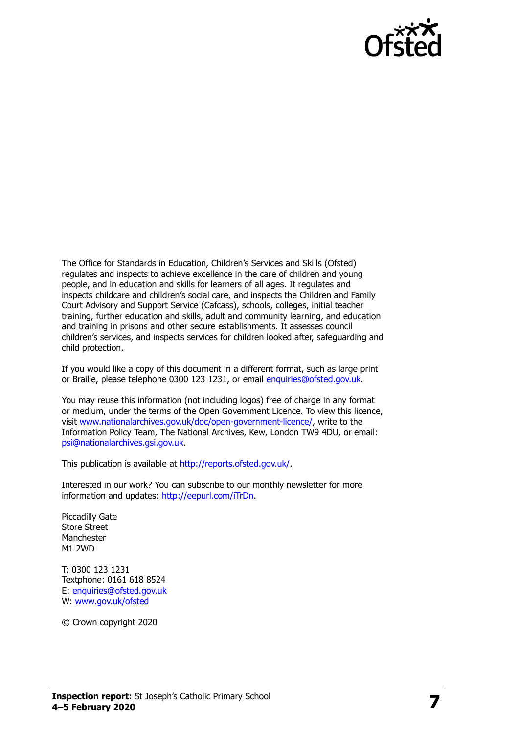The Office for Standards in Education, Children's Services and Skills (Ofsted) regulates and inspects to achieve excellence in the care of children and young people, and in education and skills for learners of all ages. It regulates and inspects childcare and children's social care, and inspects the Children and Family Court Advisory and Support Service (Cafcass), schools, colleges, initial teacher training, further education and skills, adult and community learning, and education and training in prisons and other secure establishments. It assesses council children's services, and inspects services for children looked after, safeguarding and child protection.

If you would like a copy of this document in a different format, such as large print or Braille, please telephone 0300 123 1231, or email enquiries@ofsted.gov.uk.

You may reuse this information (not including logos) free of charge in any format or medium, under the terms of the Open Government Licence. To view this licence, visit www.nationalarchives.gov.uk/doc/open-government-licence/, write to the Information Policy Team, The National Archives, Kew, London TW9 4DU, or email: psi@nationalarchives.gsi.gov.uk.

This publication is available at http://reports.ofsted.gov.uk/.

Interested in our work? You can subscribe to our monthly newsletter for more information and updates: http://eepurl.com/iTrDn.

Piccadilly Gate
Store Street
Manchester
M1 2WD

T: 0300 123 1231
Textphone: 0161 618 8524
E: enquiries@ofsted.gov.uk
W: www.gov.uk/ofsted

© Crown copyright 2020